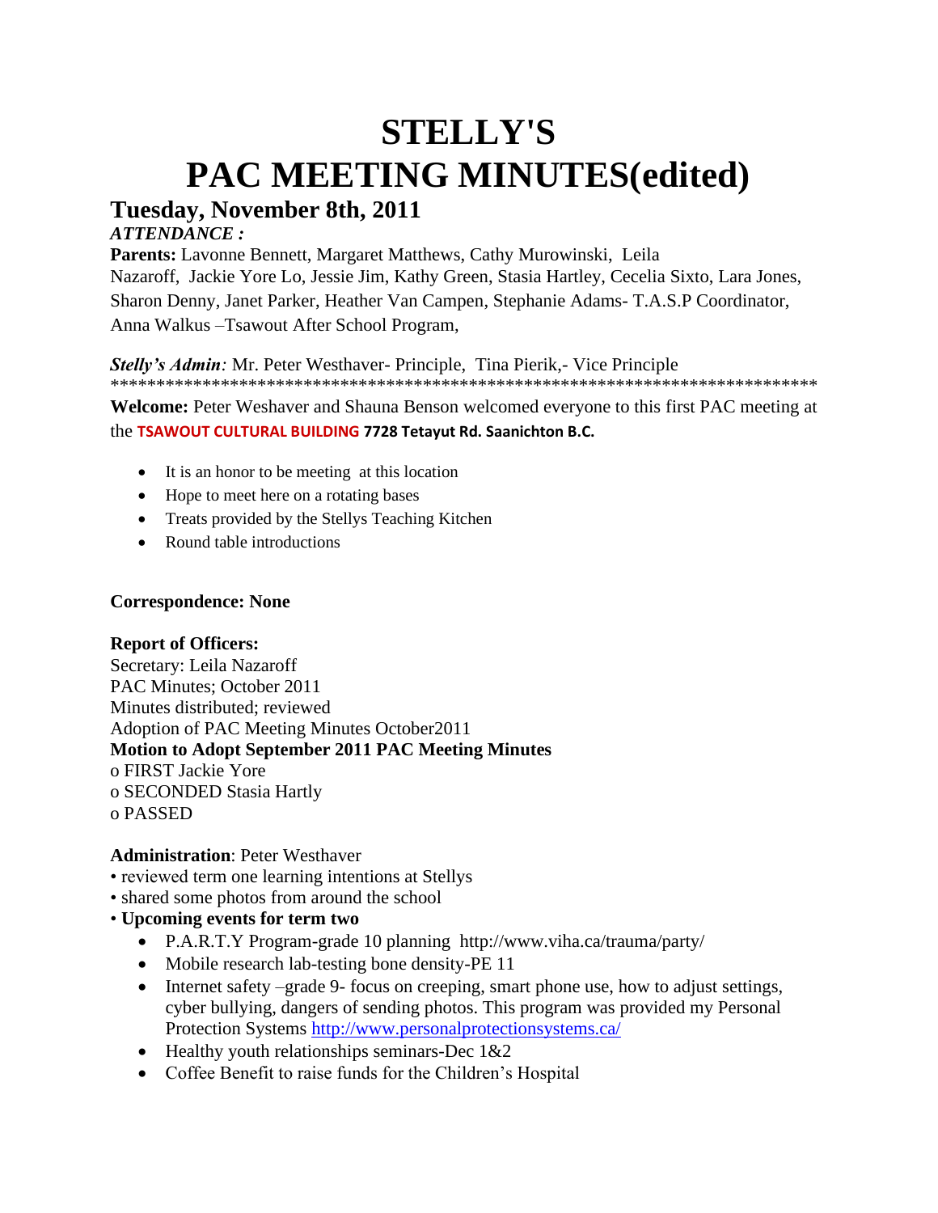# STELLY'S
# PAC MEETING MINUTES(edited)

## Tuesday, November 8th, 2011

***ATTENDANCE :***

**Parents:** Lavonne Bennett, Margaret Matthews, Cathy Murowinski, Leila Nazaroff, Jackie Yore Lo, Jessie Jim, Kathy Green, Stasia Hartley, Cecelia Sixto, Lara Jones, Sharon Denny, Janet Parker, Heather Van Campen, Stephanie Adams- T.A.S.P Coordinator, Anna Walkus –Tsawout After School Program,

***Stelly's Admin****:* Mr. Peter Westhaver- Principle, Tina Pierik,- Vice Principle

********************************************************************************

**Welcome:** Peter Weshaver and Shauna Benson welcomed everyone to this first PAC meeting at the **TSAWOUT CULTURAL BUILDING 7728 Tetayut Rd. Saanichton B.C.**

- It is an honor to be meeting at this location
- Hope to meet here on a rotating bases
- Treats provided by the Stellys Teaching Kitchen
- Round table introductions

**Correspondence: None**

**Report of Officers:**

Secretary: Leila Nazaroff
PAC Minutes; October 2011
Minutes distributed; reviewed
Adoption of PAC Meeting Minutes October2011

**Motion to Adopt September 2011 PAC Meeting Minutes**

o FIRST Jackie Yore
o SECONDED Stasia Hartly
o PASSED

**Administration**: Peter Westhaver

• reviewed term one learning intentions at Stellys
• shared some photos from around the school
• **Upcoming events for term two**
  - P.A.R.T.Y Program-grade 10 planning http://www.viha.ca/trauma/party/
  - Mobile research lab-testing bone density-PE 11
  - Internet safety –grade 9- focus on creeping, smart phone use, how to adjust settings, cyber bullying, dangers of sending photos. This program was provided my Personal Protection Systems http://www.personalprotectionsystems.ca/
  - Healthy youth relationships seminars-Dec 1&2
  - Coffee Benefit to raise funds for the Children's Hospital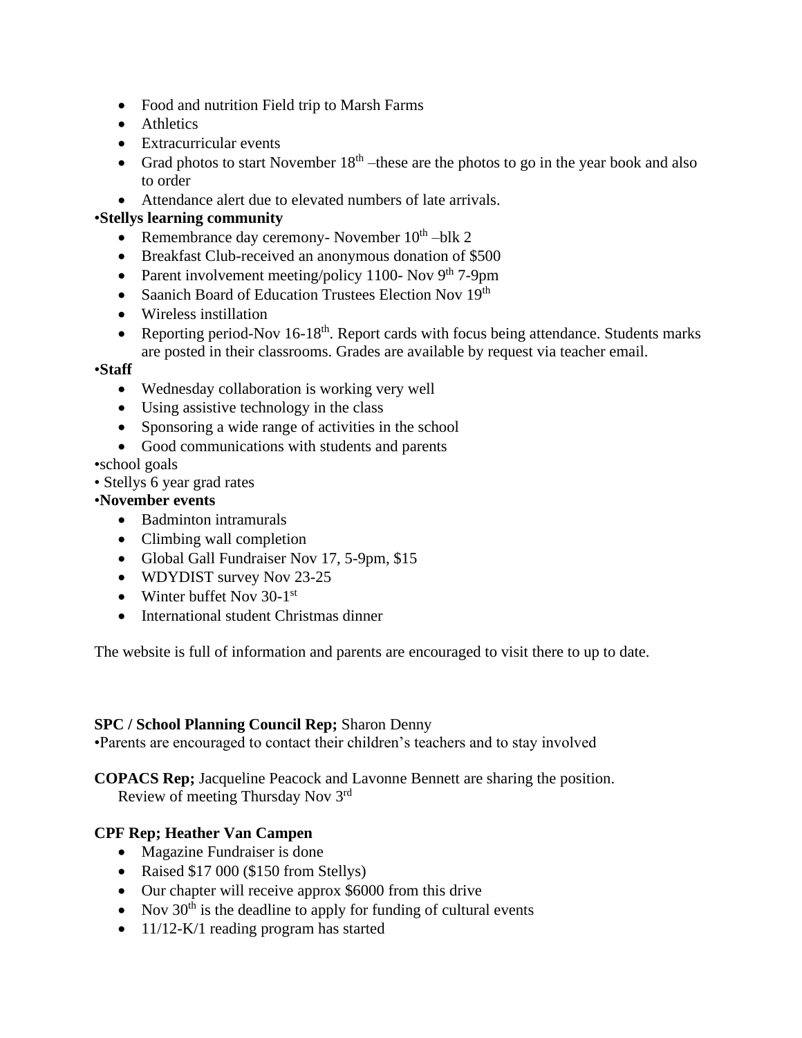- Food and nutrition Field trip to Marsh Farms
- Athletics
- Extracurricular events
- Grad photos to start November 18th –these are the photos to go in the year book and also to order
- Attendance alert due to elevated numbers of late arrivals.

•**Stellys learning community**

- Remembrance day ceremony- November 10th –blk 2
- Breakfast Club-received an anonymous donation of $500
- Parent involvement meeting/policy 1100- Nov 9th 7-9pm
- Saanich Board of Education Trustees Election Nov 19th
- Wireless instillation
- Reporting period-Nov 16-18th. Report cards with focus being attendance. Students marks are posted in their classrooms. Grades are available by request via teacher email.

•**Staff**

- Wednesday collaboration is working very well
- Using assistive technology in the class
- Sponsoring a wide range of activities in the school
- Good communications with students and parents

•school goals

• Stellys 6 year grad rates

•**November events**

- Badminton intramurals
- Climbing wall completion
- Global Gall Fundraiser Nov 17, 5-9pm, $15
- WDYDIST survey Nov 23-25
- Winter buffet Nov 30-1st
- International student Christmas dinner

The website is full of information and parents are encouraged to visit there to up to date.

**SPC / School Planning Council Rep;** Sharon Denny

•Parents are encouraged to contact their children's teachers and to stay involved

**COPACS Rep;** Jacqueline Peacock and Lavonne Bennett are sharing the position.

Review of meeting Thursday Nov 3rd

**CPF Rep; Heather Van Campen**

- Magazine Fundraiser is done
- Raised $17 000 ($150 from Stellys)
- Our chapter will receive approx $6000 from this drive
- Nov 30th is the deadline to apply for funding of cultural events
- 11/12-K/1 reading program has started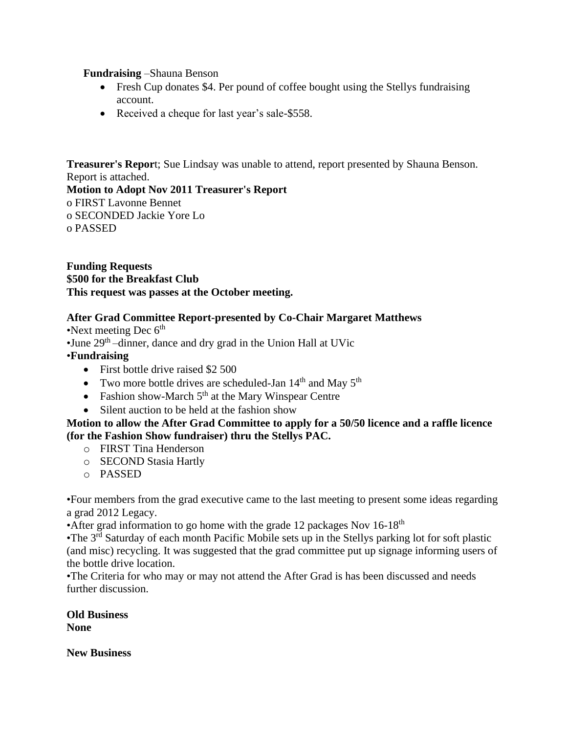**Fundraising** –Shauna Benson

- Fresh Cup donates $4. Per pound of coffee bought using the Stellys fundraising account.
- Received a cheque for last year's sale-$558.

**Treasurer's Repor**t; Sue Lindsay was unable to attend, report presented by Shauna Benson. Report is attached.

**Motion to Adopt Nov 2011 Treasurer's Report**

o FIRST Lavonne Bennet
o SECONDED Jackie Yore Lo
o PASSED

**Funding Requests**
**$500 for the Breakfast Club**
**This request was passes at the October meeting.**

**After Grad Committee Report-presented by Co-Chair Margaret Matthews**

•Next meeting Dec 6th
•June 29th –dinner, dance and dry grad in the Union Hall at UVic
•**Fundraising**

- First bottle drive raised $2 500
- Two more bottle drives are scheduled-Jan 14th and May 5th
- Fashion show-March 5th at the Mary Winspear Centre
- Silent auction to be held at the fashion show

**Motion to allow the After Grad Committee to apply for a 50/50 licence and a raffle licence (for the Fashion Show fundraiser) thru the Stellys PAC.**

- o FIRST Tina Henderson
- o SECOND Stasia Hartly
- o PASSED

•Four members from the grad executive came to the last meeting to present some ideas regarding a grad 2012 Legacy.
•After grad information to go home with the grade 12 packages Nov 16-18th
•The 3rd Saturday of each month Pacific Mobile sets up in the Stellys parking lot for soft plastic (and misc) recycling. It was suggested that the grad committee put up signage informing users of the bottle drive location.
•The Criteria for who may or may not attend the After Grad is has been discussed and needs further discussion.

**Old Business**
**None**

**New Business**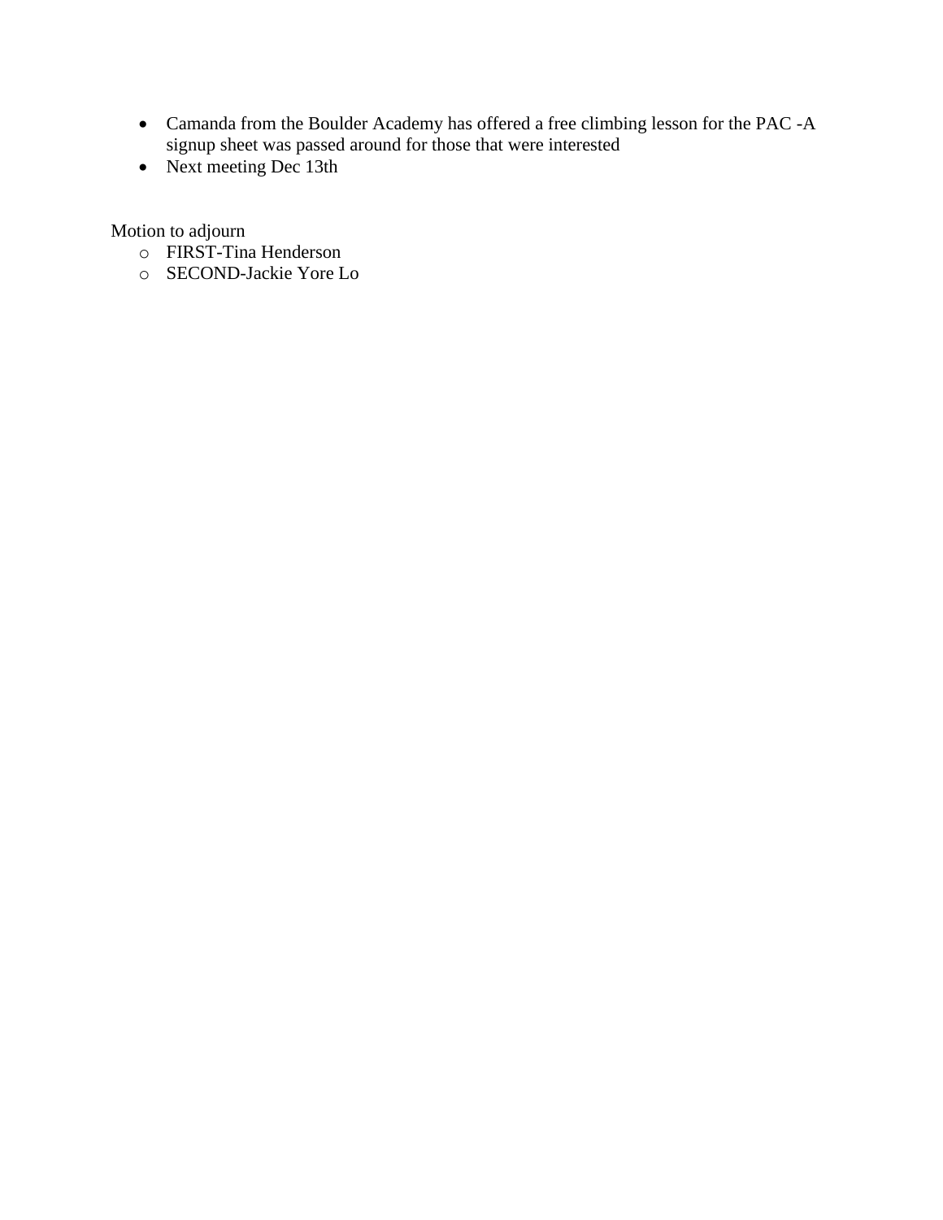- Camanda from the Boulder Academy has offered a free climbing lesson for the PAC -A signup sheet was passed around for those that were interested
- Next meeting Dec 13th

Motion to adjourn

- FIRST-Tina Henderson
- SECOND-Jackie Yore Lo